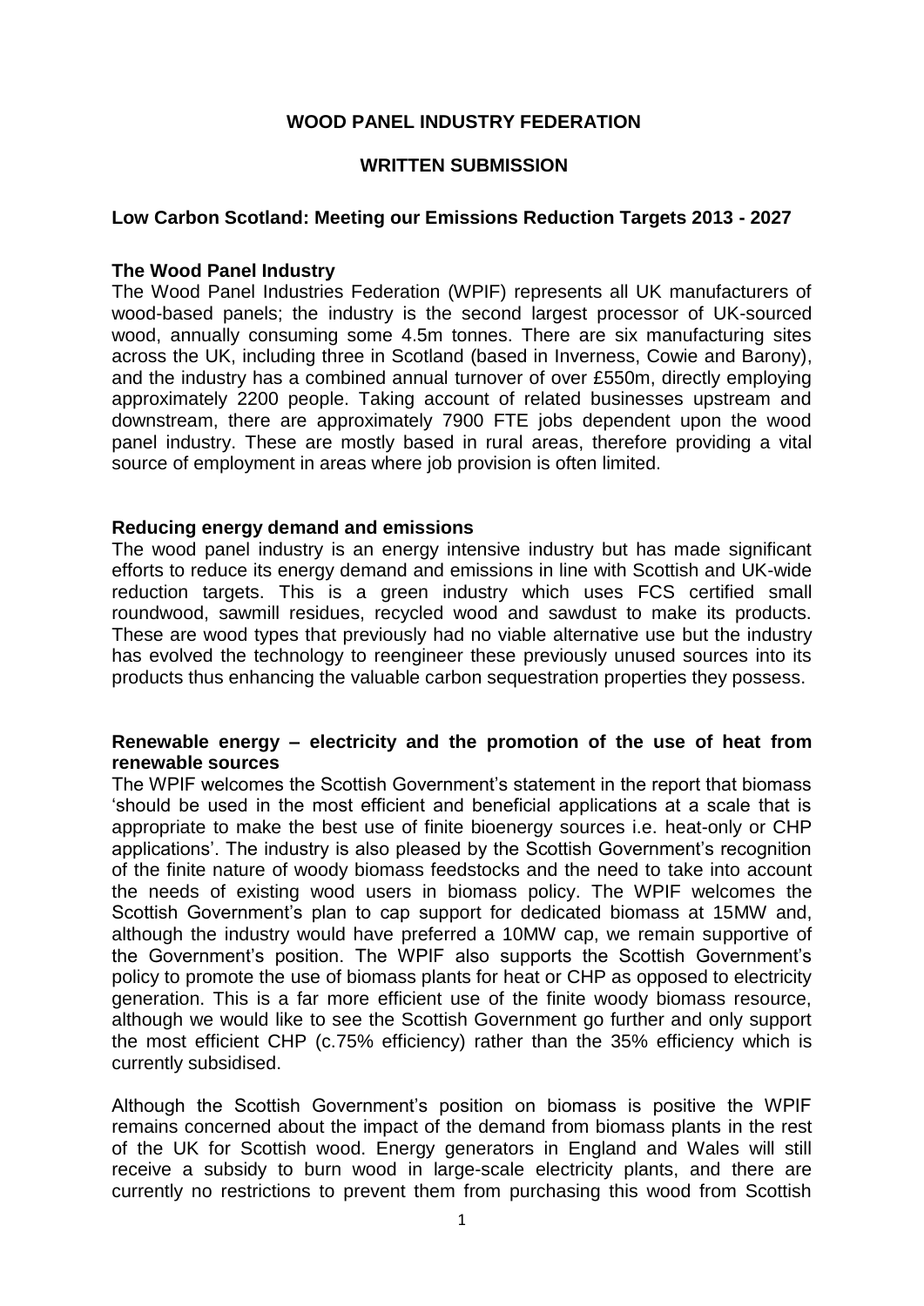**WOOD PANEL INDUSTRY FEDERATION**

**WRITTEN SUBMISSION**

**Low Carbon Scotland: Meeting our Emissions Reduction Targets 2013 - 2027**

**The Wood Panel Industry**

The Wood Panel Industries Federation (WPIF) represents all UK manufacturers of wood-based panels; the industry is the second largest processor of UK-sourced wood, annually consuming some 4.5m tonnes. There are six manufacturing sites across the UK, including three in Scotland (based in Inverness, Cowie and Barony), and the industry has a combined annual turnover of over £550m, directly employing approximately 2200 people. Taking account of related businesses upstream and downstream, there are approximately 7900 FTE jobs dependent upon the wood panel industry. These are mostly based in rural areas, therefore providing a vital source of employment in areas where job provision is often limited.

**Reducing energy demand and emissions**

The wood panel industry is an energy intensive industry but has made significant efforts to reduce its energy demand and emissions in line with Scottish and UK-wide reduction targets. This is a green industry which uses FCS certified small roundwood, sawmill residues, recycled wood and sawdust to make its products. These are wood types that previously had no viable alternative use but the industry has evolved the technology to reengineer these previously unused sources into its products thus enhancing the valuable carbon sequestration properties they possess.

**Renewable energy – electricity and the promotion of the use of heat from renewable sources**

The WPIF welcomes the Scottish Government's statement in the report that biomass 'should be used in the most efficient and beneficial applications at a scale that is appropriate to make the best use of finite bioenergy sources i.e. heat-only or CHP applications'. The industry is also pleased by the Scottish Government's recognition of the finite nature of woody biomass feedstocks and the need to take into account the needs of existing wood users in biomass policy. The WPIF welcomes the Scottish Government's plan to cap support for dedicated biomass at 15MW and, although the industry would have preferred a 10MW cap, we remain supportive of the Government's position. The WPIF also supports the Scottish Government's policy to promote the use of biomass plants for heat or CHP as opposed to electricity generation. This is a far more efficient use of the finite woody biomass resource, although we would like to see the Scottish Government go further and only support the most efficient CHP (c.75% efficiency) rather than the 35% efficiency which is currently subsidised.

Although the Scottish Government's position on biomass is positive the WPIF remains concerned about the impact of the demand from biomass plants in the rest of the UK for Scottish wood. Energy generators in England and Wales will still receive a subsidy to burn wood in large-scale electricity plants, and there are currently no restrictions to prevent them from purchasing this wood from Scottish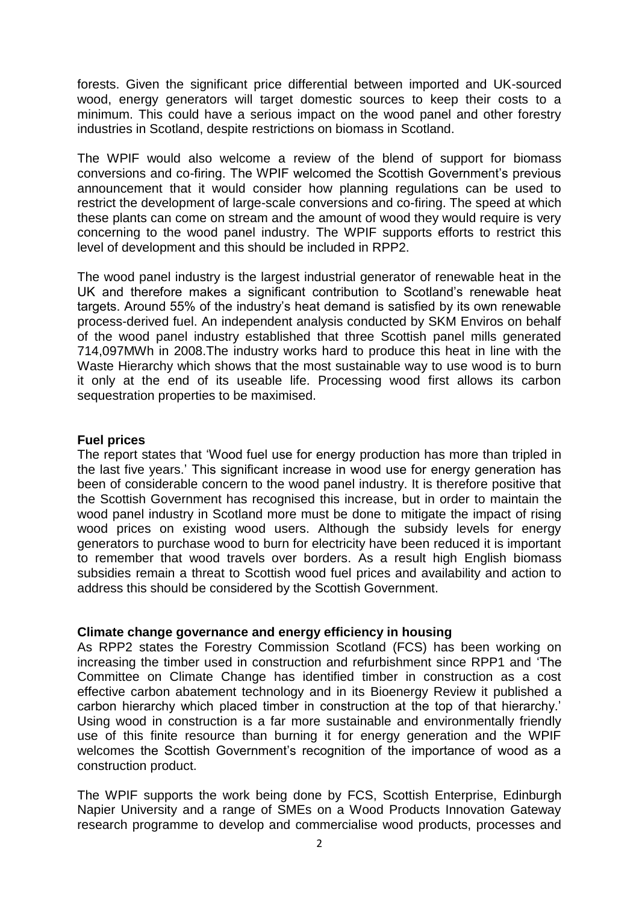forests. Given the significant price differential between imported and UK-sourced wood, energy generators will target domestic sources to keep their costs to a minimum. This could have a serious impact on the wood panel and other forestry industries in Scotland, despite restrictions on biomass in Scotland.

The WPIF would also welcome a review of the blend of support for biomass conversions and co-firing. The WPIF welcomed the Scottish Government's previous announcement that it would consider how planning regulations can be used to restrict the development of large-scale conversions and co-firing. The speed at which these plants can come on stream and the amount of wood they would require is very concerning to the wood panel industry. The WPIF supports efforts to restrict this level of development and this should be included in RPP2.

The wood panel industry is the largest industrial generator of renewable heat in the UK and therefore makes a significant contribution to Scotland's renewable heat targets. Around 55% of the industry's heat demand is satisfied by its own renewable process-derived fuel. An independent analysis conducted by SKM Enviros on behalf of the wood panel industry established that three Scottish panel mills generated 714,097MWh in 2008.The industry works hard to produce this heat in line with the Waste Hierarchy which shows that the most sustainable way to use wood is to burn it only at the end of its useable life. Processing wood first allows its carbon sequestration properties to be maximised.

**Fuel prices**

The report states that 'Wood fuel use for energy production has more than tripled in the last five years.' This significant increase in wood use for energy generation has been of considerable concern to the wood panel industry. It is therefore positive that the Scottish Government has recognised this increase, but in order to maintain the wood panel industry in Scotland more must be done to mitigate the impact of rising wood prices on existing wood users. Although the subsidy levels for energy generators to purchase wood to burn for electricity have been reduced it is important to remember that wood travels over borders. As a result high English biomass subsidies remain a threat to Scottish wood fuel prices and availability and action to address this should be considered by the Scottish Government.

**Climate change governance and energy efficiency in housing**

As RPP2 states the Forestry Commission Scotland (FCS) has been working on increasing the timber used in construction and refurbishment since RPP1 and 'The Committee on Climate Change has identified timber in construction as a cost effective carbon abatement technology and in its Bioenergy Review it published a carbon hierarchy which placed timber in construction at the top of that hierarchy.' Using wood in construction is a far more sustainable and environmentally friendly use of this finite resource than burning it for energy generation and the WPIF welcomes the Scottish Government's recognition of the importance of wood as a construction product.

The WPIF supports the work being done by FCS, Scottish Enterprise, Edinburgh Napier University and a range of SMEs on a Wood Products Innovation Gateway research programme to develop and commercialise wood products, processes and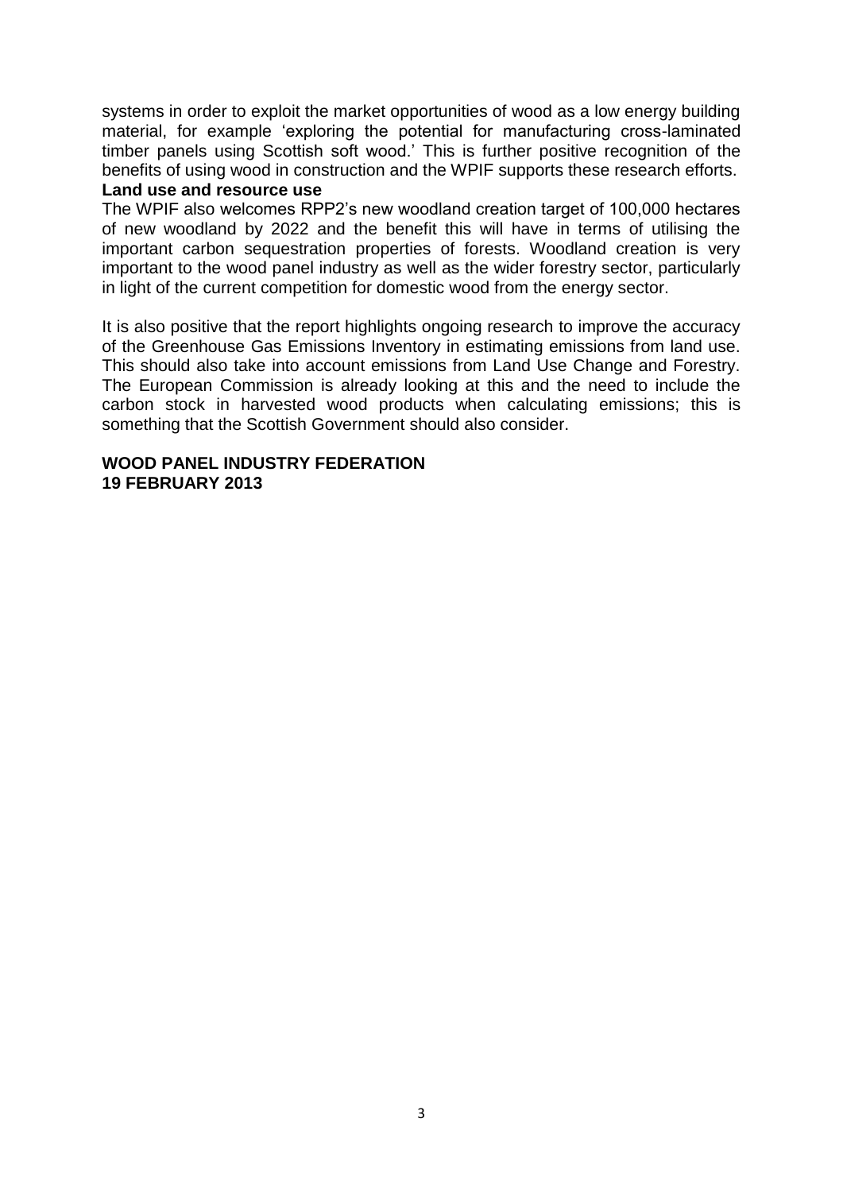systems in order to exploit the market opportunities of wood as a low energy building material, for example 'exploring the potential for manufacturing cross-laminated timber panels using Scottish soft wood.' This is further positive recognition of the benefits of using wood in construction and the WPIF supports these research efforts.

**Land use and resource use**

The WPIF also welcomes RPP2's new woodland creation target of 100,000 hectares of new woodland by 2022 and the benefit this will have in terms of utilising the important carbon sequestration properties of forests. Woodland creation is very important to the wood panel industry as well as the wider forestry sector, particularly in light of the current competition for domestic wood from the energy sector.

It is also positive that the report highlights ongoing research to improve the accuracy of the Greenhouse Gas Emissions Inventory in estimating emissions from land use. This should also take into account emissions from Land Use Change and Forestry. The European Commission is already looking at this and the need to include the carbon stock in harvested wood products when calculating emissions; this is something that the Scottish Government should also consider.

**WOOD PANEL INDUSTRY FEDERATION**
**19 FEBRUARY 2013**